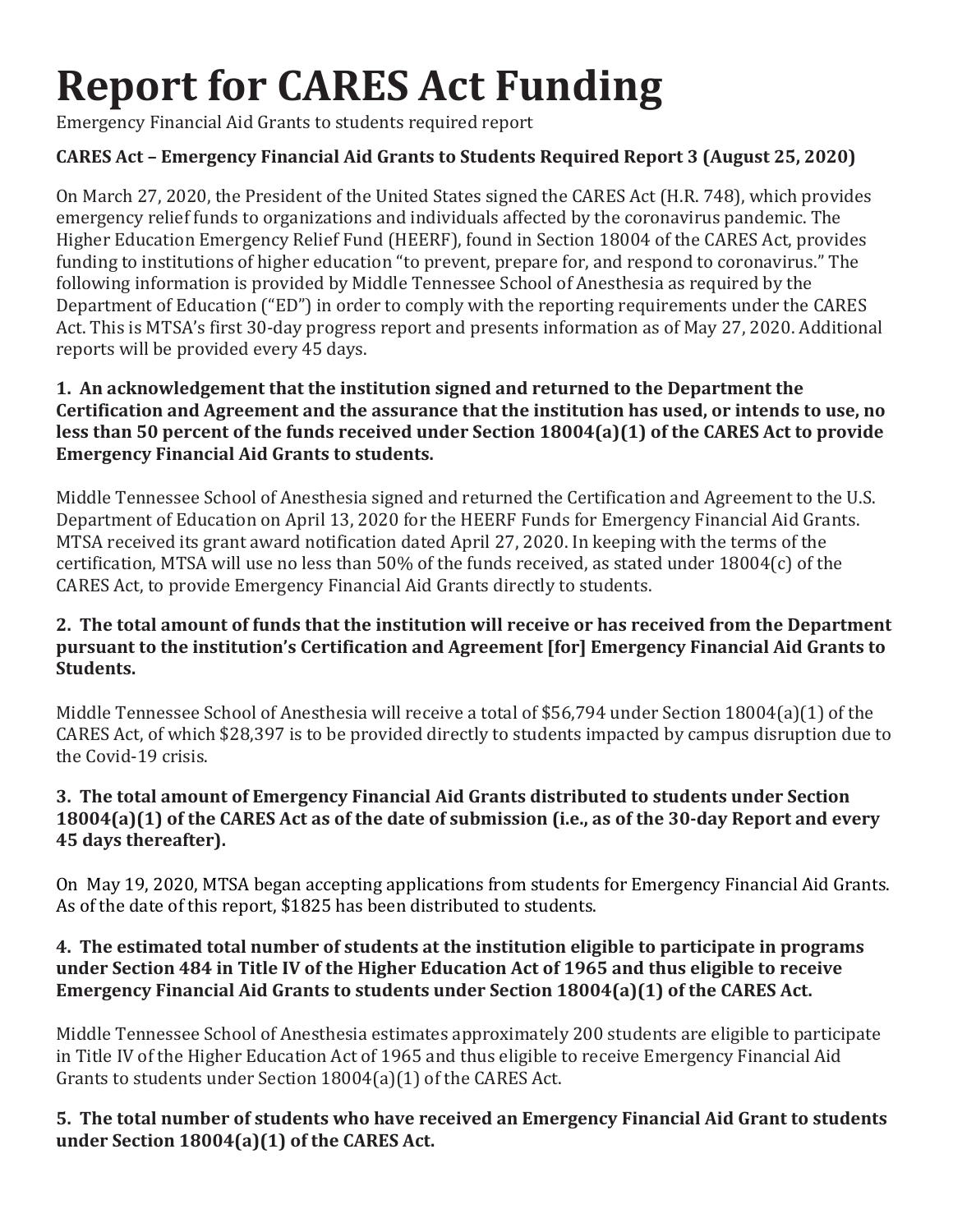# Report for CARES Act Funding

Emergency Financial Aid Grants to students required report

**CARES Act – Emergency Financial Aid Grants to Students Required Report 3 (August 25, 2020)**

On March 27, 2020, the President of the United States signed the CARES Act (H.R. 748), which provides emergency relief funds to organizations and individuals affected by the coronavirus pandemic. The Higher Education Emergency Relief Fund (HEERF), found in Section 18004 of the CARES Act, provides funding to institutions of higher education "to prevent, prepare for, and respond to coronavirus." The following information is provided by Middle Tennessee School of Anesthesia as required by the Department of Education ("ED") in order to comply with the reporting requirements under the CARES Act. This is MTSA's first 30-day progress report and presents information as of May 27, 2020. Additional reports will be provided every 45 days.

**1. An acknowledgement that the institution signed and returned to the Department the Certification and Agreement and the assurance that the institution has used, or intends to use, no less than 50 percent of the funds received under Section 18004(a)(1) of the CARES Act to provide Emergency Financial Aid Grants to students.**

Middle Tennessee School of Anesthesia signed and returned the Certification and Agreement to the U.S. Department of Education on April 13, 2020 for the HEERF Funds for Emergency Financial Aid Grants. MTSA received its grant award notification dated April 27, 2020. In keeping with the terms of the certification, MTSA will use no less than 50% of the funds received, as stated under 18004(c) of the CARES Act, to provide Emergency Financial Aid Grants directly to students.

**2. The total amount of funds that the institution will receive or has received from the Department pursuant to the institution's Certification and Agreement [for] Emergency Financial Aid Grants to Students.**

Middle Tennessee School of Anesthesia will receive a total of $56,794 under Section 18004(a)(1) of the CARES Act, of which $28,397 is to be provided directly to students impacted by campus disruption due to the Covid-19 crisis.

**3. The total amount of Emergency Financial Aid Grants distributed to students under Section 18004(a)(1) of the CARES Act as of the date of submission (i.e., as of the 30-day Report and every 45 days thereafter).**

On May 19, 2020, MTSA began accepting applications from students for Emergency Financial Aid Grants. As of the date of this report, $1825 has been distributed to students.

**4. The estimated total number of students at the institution eligible to participate in programs under Section 484 in Title IV of the Higher Education Act of 1965 and thus eligible to receive Emergency Financial Aid Grants to students under Section 18004(a)(1) of the CARES Act.**

Middle Tennessee School of Anesthesia estimates approximately 200 students are eligible to participate in Title IV of the Higher Education Act of 1965 and thus eligible to receive Emergency Financial Aid Grants to students under Section 18004(a)(1) of the CARES Act.

**5. The total number of students who have received an Emergency Financial Aid Grant to students under Section 18004(a)(1) of the CARES Act.**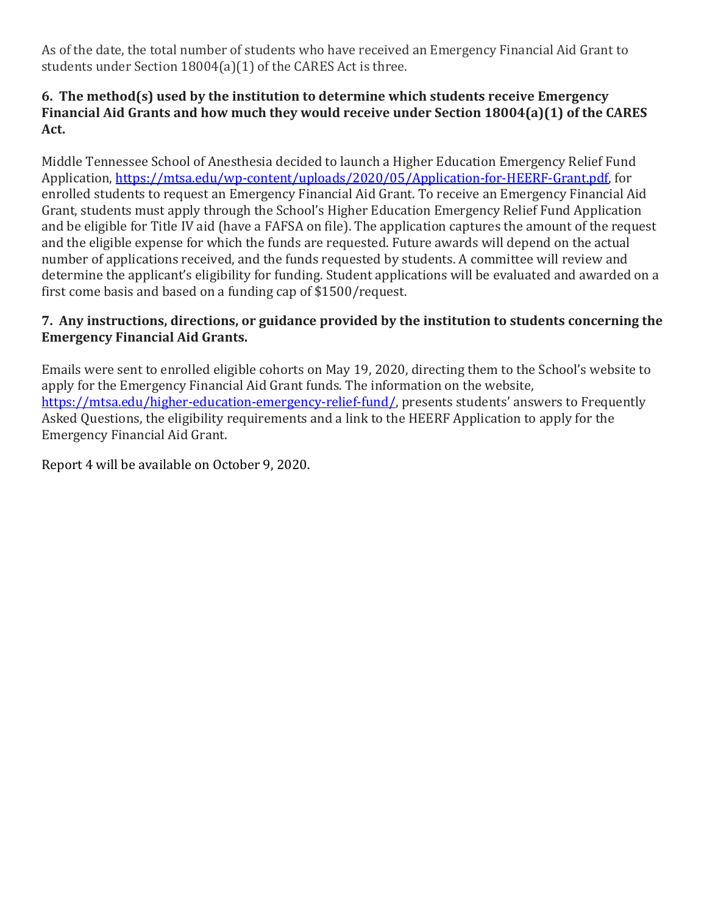As of the date, the total number of students who have received an Emergency Financial Aid Grant to students under Section 18004(a)(1) of the CARES Act is three.

**6. The method(s) used by the institution to determine which students receive Emergency Financial Aid Grants and how much they would receive under Section 18004(a)(1) of the CARES Act.**

Middle Tennessee School of Anesthesia decided to launch a Higher Education Emergency Relief Fund Application, https://mtsa.edu/wp-content/uploads/2020/05/Application-for-HEERF-Grant.pdf, for enrolled students to request an Emergency Financial Aid Grant. To receive an Emergency Financial Aid Grant, students must apply through the School's Higher Education Emergency Relief Fund Application and be eligible for Title IV aid (have a FAFSA on file). The application captures the amount of the request and the eligible expense for which the funds are requested. Future awards will depend on the actual number of applications received, and the funds requested by students. A committee will review and determine the applicant's eligibility for funding. Student applications will be evaluated and awarded on a first come basis and based on a funding cap of $1500/request.

**7. Any instructions, directions, or guidance provided by the institution to students concerning the Emergency Financial Aid Grants.**

Emails were sent to enrolled eligible cohorts on May 19, 2020, directing them to the School's website to apply for the Emergency Financial Aid Grant funds. The information on the website, https://mtsa.edu/higher-education-emergency-relief-fund/, presents students' answers to Frequently Asked Questions, the eligibility requirements and a link to the HEERF Application to apply for the Emergency Financial Aid Grant.

Report 4 will be available on October 9, 2020.